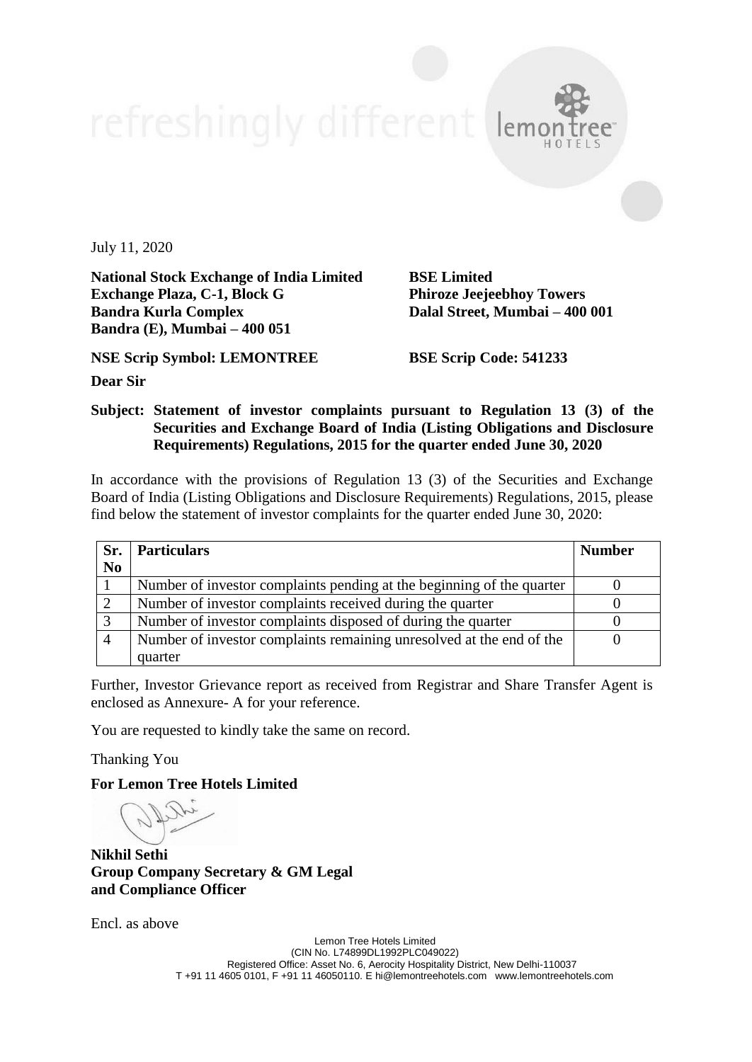July 11, 2020

**National Stock Exchange of India Limited**
**Exchange Plaza, C-1, Block G**
**Bandra Kurla Complex**
**Bandra (E), Mumbai – 400 051**

**BSE Limited**
**Phiroze Jeejeebhoy Towers**
**Dalal Street, Mumbai – 400 001**

**NSE Scrip Symbol: LEMONTREE**

**BSE Scrip Code: 541233**

**Dear Sir**

**Subject: Statement of investor complaints pursuant to Regulation 13 (3) of the Securities and Exchange Board of India (Listing Obligations and Disclosure Requirements) Regulations, 2015 for the quarter ended June 30, 2020**

In accordance with the provisions of Regulation 13 (3) of the Securities and Exchange Board of India (Listing Obligations and Disclosure Requirements) Regulations, 2015, please find below the statement of investor complaints for the quarter ended June 30, 2020:

| Sr. No | Particulars | Number |
|---|---|---|
| 1 | Number of investor complaints pending at the beginning of the quarter | 0 |
| 2 | Number of investor complaints received during the quarter | 0 |
| 3 | Number of investor complaints disposed of during the quarter | 0 |
| 4 | Number of investor complaints remaining unresolved at the end of the quarter | 0 |

Further, Investor Grievance report as received from Registrar and Share Transfer Agent is enclosed as Annexure- A for your reference.

You are requested to kindly take the same on record.

Thanking You

**For Lemon Tree Hotels Limited**

**Nikhil Sethi**
**Group Company Secretary & GM Legal and Compliance Officer**

Encl. as above

Lemon Tree Hotels Limited
(CIN No. L74899DL1992PLC049022)
Registered Office: Asset No. 6, Aerocity Hospitality District, New Delhi-110037
T +91 11 4605 0101, F +91 11 46050110. E hi@lemontreehotels.com www.lemontreehotels.com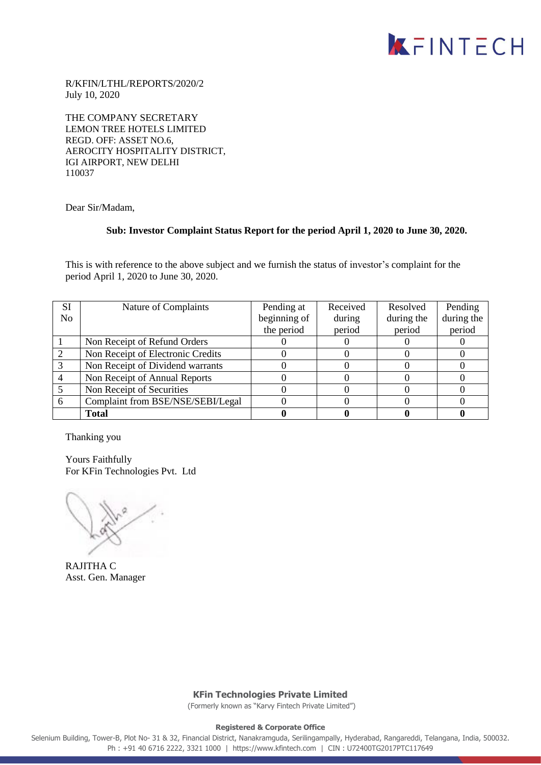R/KFIN/LTHL/REPORTS/2020/2
July 10, 2020

THE COMPANY SECRETARY
LEMON TREE HOTELS LIMITED
REGD. OFF: ASSET NO.6,
AEROCITY HOSPITALITY DISTRICT,
IGI AIRPORT, NEW DELHI
110037

Dear Sir/Madam,

**Sub: Investor Complaint Status Report for the period April 1, 2020 to June 30, 2020.**

This is with reference to the above subject and we furnish the status of investor's complaint for the period April 1, 2020 to June 30, 2020.

| SI No | Nature of Complaints | Pending at beginning of the period | Received during period | Resolved during the period | Pending during the period |
|---|---|---|---|---|---|
| 1 | Non Receipt of Refund Orders | 0 | 0 | 0 | 0 |
| 2 | Non Receipt of Electronic Credits | 0 | 0 | 0 | 0 |
| 3 | Non Receipt of Dividend warrants | 0 | 0 | 0 | 0 |
| 4 | Non Receipt of Annual Reports | 0 | 0 | 0 | 0 |
| 5 | Non Receipt of Securities | 0 | 0 | 0 | 0 |
| 6 | Complaint from BSE/NSE/SEBI/Legal | 0 | 0 | 0 | 0 |
| | **Total** | **0** | **0** | **0** | **0** |

Thanking you

Yours Faithfully
For KFin Technologies Pvt. Ltd

RAJITHA C
Asst. Gen. Manager

**KFin Technologies Private Limited**
(Formerly known as "Karvy Fintech Private Limited")

**Registered & Corporate Office**
Selenium Building, Tower-B, Plot No- 31 & 32, Financial District, Nanakramguda, Serilingampally, Hyderabad, Rangareddi, Telangana, India, 500032.
Ph : +91 40 6716 2222, 3321 1000 | https://www.kfintech.com | CIN : U72400TG2017PTC117649